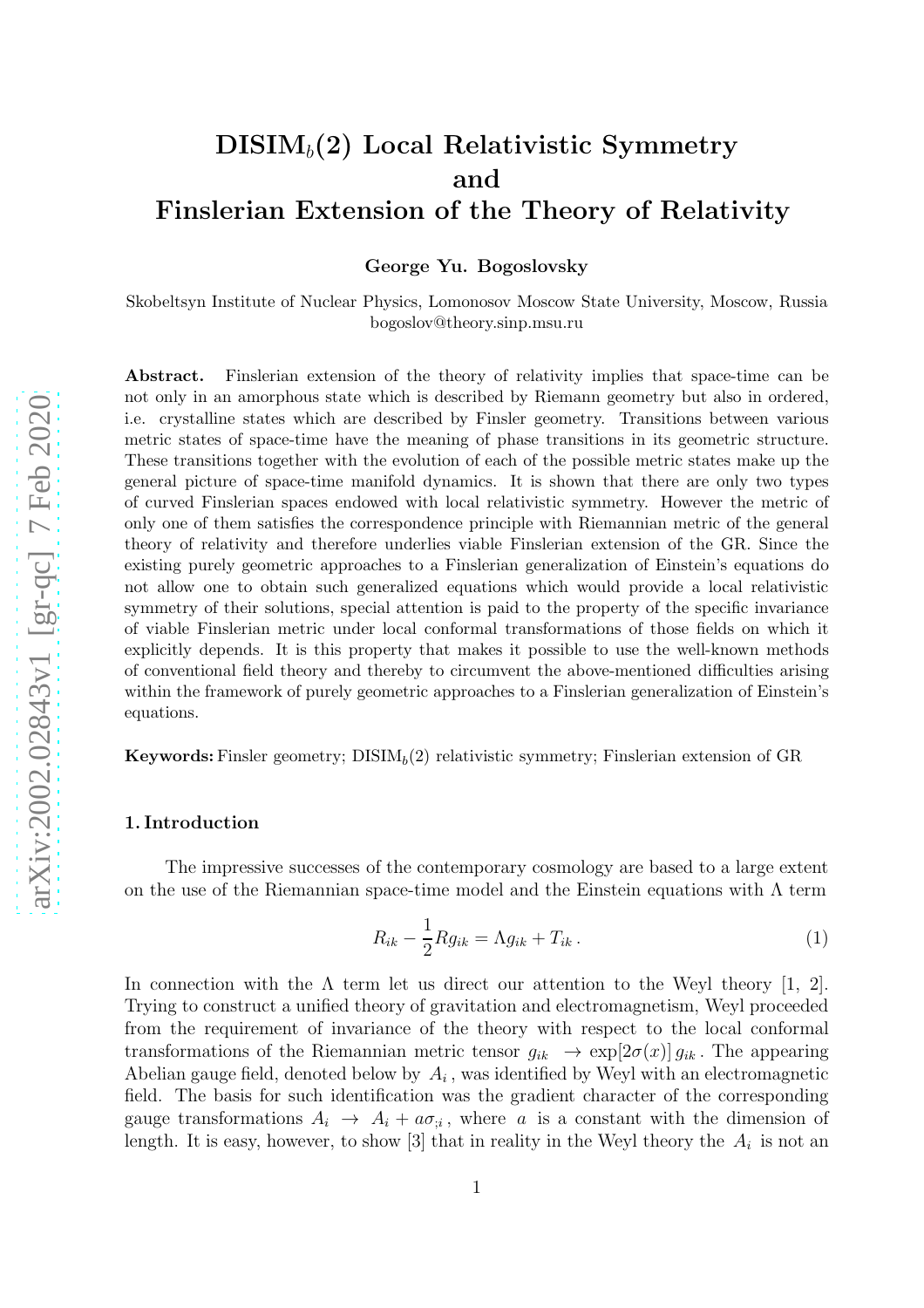# DISIM$_b$(2) Local Relativistic Symmetry and Finslerian Extension of the Theory of Relativity

**George Yu. Bogoslovsky**

Skobeltsyn Institute of Nuclear Physics, Lomonosov Moscow State University, Moscow, Russia
bogoslov@theory.sinp.msu.ru

**Abstract.** Finslerian extension of the theory of relativity implies that space-time can be not only in an amorphous state which is described by Riemann geometry but also in ordered, i.e. crystalline states which are described by Finsler geometry. Transitions between various metric states of space-time have the meaning of phase transitions in its geometric structure. These transitions together with the evolution of each of the possible metric states make up the general picture of space-time manifold dynamics. It is shown that there are only two types of curved Finslerian spaces endowed with local relativistic symmetry. However the metric of only one of them satisfies the correspondence principle with Riemannian metric of the general theory of relativity and therefore underlies viable Finslerian extension of the GR. Since the existing purely geometric approaches to a Finslerian generalization of Einstein's equations do not allow one to obtain such generalized equations which would provide a local relativistic symmetry of their solutions, special attention is paid to the property of the specific invariance of viable Finslerian metric under local conformal transformations of those fields on which it explicitly depends. It is this property that makes it possible to use the well-known methods of conventional field theory and thereby to circumvent the above-mentioned difficulties arising within the framework of purely geometric approaches to a Finslerian generalization of Einstein's equations.

**Keywords:** Finsler geometry; DISIM$_b$(2) relativistic symmetry; Finslerian extension of GR

## 1. Introduction

The impressive successes of the contemporary cosmology are based to a large extent on the use of the Riemannian space-time model and the Einstein equations with $\Lambda$ term

$$R_{ik} - \frac{1}{2} R g_{ik} = \Lambda g_{ik} + T_{ik} \,. \tag{1}$$

In connection with the $\Lambda$ term let us direct our attention to the Weyl theory [1, 2]. Trying to construct a unified theory of gravitation and electromagnetism, Weyl proceeded from the requirement of invariance of the theory with respect to the local conformal transformations of the Riemannian metric tensor $g_{ik} \to \exp[2\sigma(x)]\, g_{ik}$. The appearing Abelian gauge field, denoted below by $A_i$, was identified by Weyl with an electromagnetic field. The basis for such identification was the gradient character of the corresponding gauge transformations $A_i \to A_i + a\sigma_{;i}$, where $a$ is a constant with the dimension of length. It is easy, however, to show [3] that in reality in the Weyl theory the $A_i$ is not an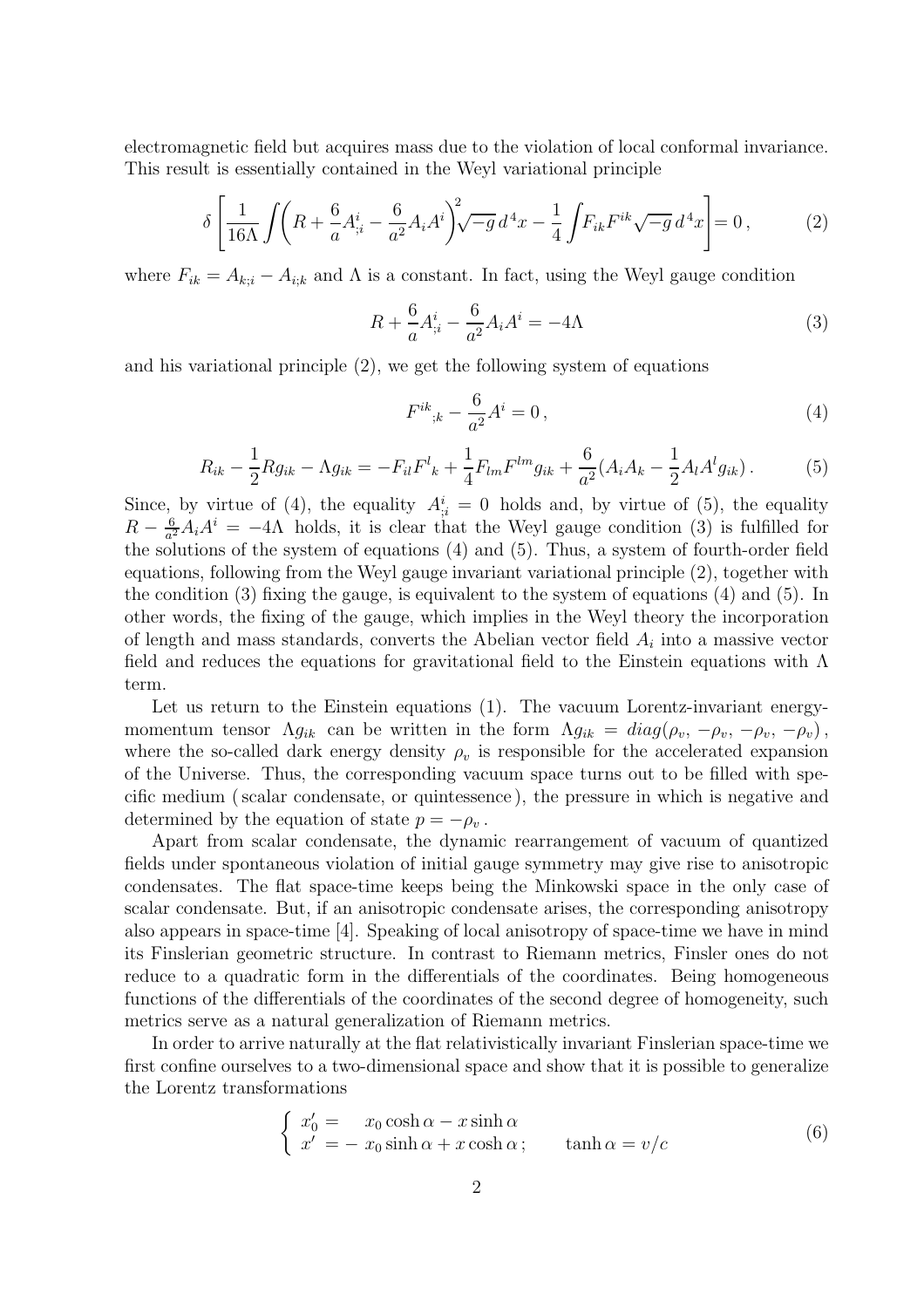electromagnetic field but acquires mass due to the violation of local conformal invariance. This result is essentially contained in the Weyl variational principle

$$\delta\left[\frac{1}{16\Lambda}\int\left(R+\frac{6}{a}A^i_{;i}-\frac{6}{a^2}A_iA^i\right)^2\sqrt{-g}\,d^4x-\frac{1}{4}\int F_{ik}F^{ik}\sqrt{-g}\,d^4x\right]=0\,, \tag{2}$$

where $F_{ik}=A_{k;i}-A_{i;k}$ and $\Lambda$ is a constant. In fact, using the Weyl gauge condition

$$R+\frac{6}{a}A^i_{;i}-\frac{6}{a^2}A_iA^i=-4\Lambda \tag{3}$$

and his variational principle (2), we get the following system of equations

$$F^{ik}{}_{;k}-\frac{6}{a^2}A^i=0\,, \tag{4}$$

$$R_{ik}-\frac{1}{2}Rg_{ik}-\Lambda g_{ik}=-F_{il}F^l{}_k+\frac{1}{4}F_{lm}F^{lm}g_{ik}+\frac{6}{a^2}(A_iA_k-\frac{1}{2}A_lA^lg_{ik})\,. \tag{5}$$

Since, by virtue of (4), the equality $A^i_{;i}=0$ holds and, by virtue of (5), the equality $R-\frac{6}{a^2}A_iA^i=-4\Lambda$ holds, it is clear that the Weyl gauge condition (3) is fulfilled for the solutions of the system of equations (4) and (5). Thus, a system of fourth-order field equations, following from the Weyl gauge invariant variational principle (2), together with the condition (3) fixing the gauge, is equivalent to the system of equations (4) and (5). In other words, the fixing of the gauge, which implies in the Weyl theory the incorporation of length and mass standards, converts the Abelian vector field $A_i$ into a massive vector field and reduces the equations for gravitational field to the Einstein equations with $\Lambda$ term.

Let us return to the Einstein equations (1). The vacuum Lorentz-invariant energy-momentum tensor $\Lambda g_{ik}$ can be written in the form $\Lambda g_{ik}=diag(\rho_v,\,-\rho_v,\,-\rho_v,\,-\rho_v)\,,$ where the so-called dark energy density $\rho_v$ is responsible for the accelerated expansion of the Universe. Thus, the corresponding vacuum space turns out to be filled with specific medium ( scalar condensate, or quintessence ), the pressure in which is negative and determined by the equation of state $p=-\rho_v\,.$

Apart from scalar condensate, the dynamic rearrangement of vacuum of quantized fields under spontaneous violation of initial gauge symmetry may give rise to anisotropic condensates. The flat space-time keeps being the Minkowski space in the only case of scalar condensate. But, if an anisotropic condensate arises, the corresponding anisotropy also appears in space-time [4]. Speaking of local anisotropy of space-time we have in mind its Finslerian geometric structure. In contrast to Riemann metrics, Finsler ones do not reduce to a quadratic form in the differentials of the coordinates. Being homogeneous functions of the differentials of the coordinates of the second degree of homogeneity, such metrics serve as a natural generalization of Riemann metrics.

In order to arrive naturally at the flat relativistically invariant Finslerian space-time we first confine ourselves to a two-dimensional space and show that it is possible to generalize the Lorentz transformations

$$\left\{\begin{array}{ll} x_0'= & x_0\cosh\alpha-x\sinh\alpha\\ x'=- & x_0\sinh\alpha+x\cosh\alpha\,; \qquad \tanh\alpha=v/c\end{array}\right. \tag{6}$$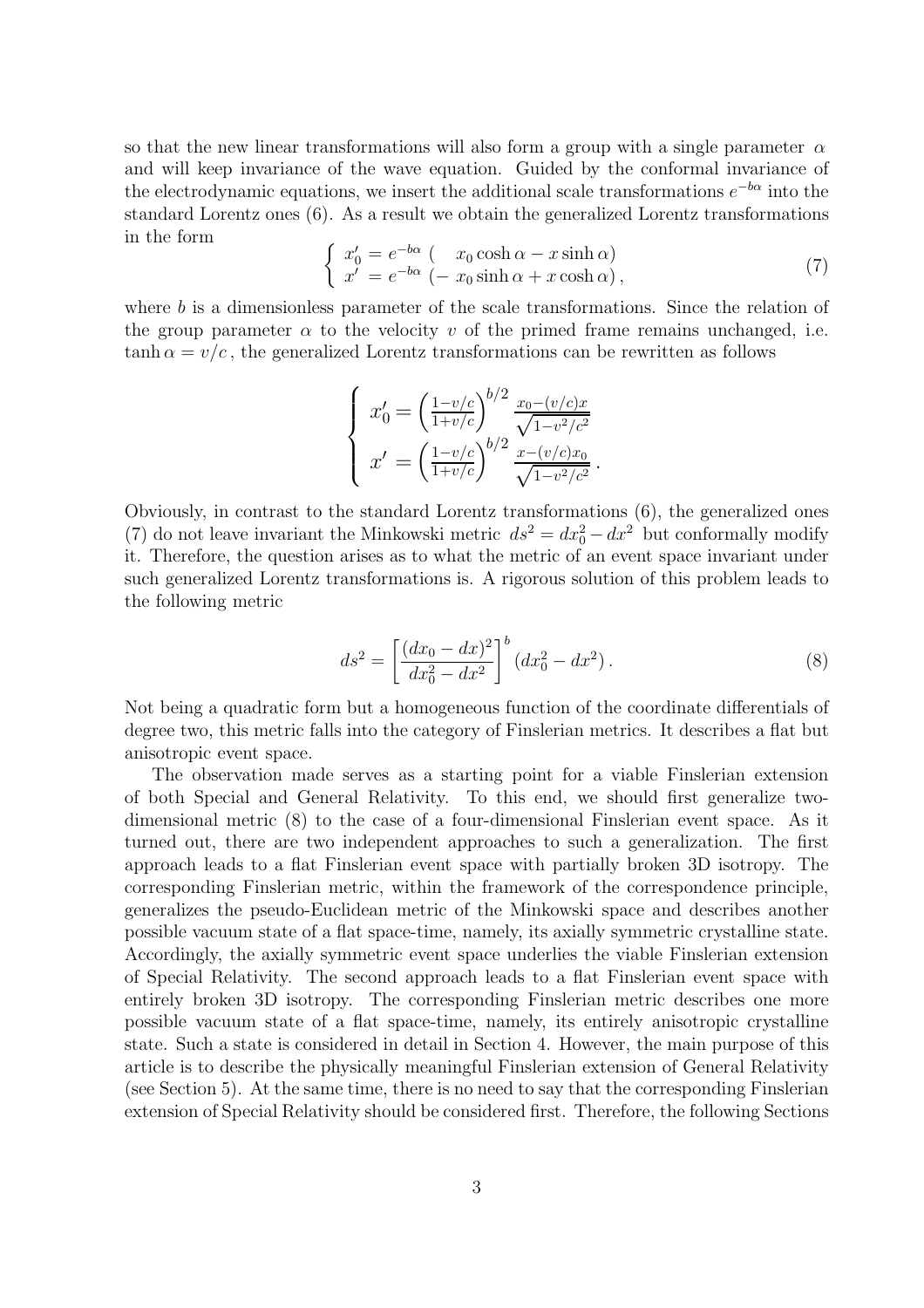so that the new linear transformations will also form a group with a single parameter $\alpha$ and will keep invariance of the wave equation. Guided by the conformal invariance of the electrodynamic equations, we insert the additional scale transformations $e^{-b\alpha}$ into the standard Lorentz ones (6). As a result we obtain the generalized Lorentz transformations in the form

$$\left\{ \begin{array}{l} x_0' = e^{-b\alpha} \; ( \quad x_0 \cosh\alpha - x \sinh\alpha) \\ x' \; = e^{-b\alpha} \; (- \, x_0 \sinh\alpha + x \cosh\alpha) \, , \end{array} \right. \tag{7}$$

where $b$ is a dimensionless parameter of the scale transformations. Since the relation of the group parameter $\alpha$ to the velocity $v$ of the primed frame remains unchanged, i.e. $\tanh\alpha = v/c$, the generalized Lorentz transformations can be rewritten as follows

$$\left\{ \begin{array}{l} x_0' = \left(\frac{1-v/c}{1+v/c}\right)^{b/2} \frac{x_0 - (v/c)x}{\sqrt{1-v^2/c^2}} \\ x' \; = \left(\frac{1-v/c}{1+v/c}\right)^{b/2} \frac{x - (v/c)x_0}{\sqrt{1-v^2/c^2}} \, . \end{array} \right.$$

Obviously, in contrast to the standard Lorentz transformations (6), the generalized ones (7) do not leave invariant the Minkowski metric $ds^2 = dx_0^2 - dx^2$ but conformally modify it. Therefore, the question arises as to what the metric of an event space invariant under such generalized Lorentz transformations is. A rigorous solution of this problem leads to the following metric

$$ds^2 = \left[ \frac{(dx_0 - dx)^2}{dx_0^2 - dx^2} \right]^b (dx_0^2 - dx^2) \, . \tag{8}$$

Not being a quadratic form but a homogeneous function of the coordinate differentials of degree two, this metric falls into the category of Finslerian metrics. It describes a flat but anisotropic event space.

The observation made serves as a starting point for a viable Finslerian extension of both Special and General Relativity. To this end, we should first generalize two-dimensional metric (8) to the case of a four-dimensional Finslerian event space. As it turned out, there are two independent approaches to such a generalization. The first approach leads to a flat Finslerian event space with partially broken 3D isotropy. The corresponding Finslerian metric, within the framework of the correspondence principle, generalizes the pseudo-Euclidean metric of the Minkowski space and describes another possible vacuum state of a flat space-time, namely, its axially symmetric crystalline state. Accordingly, the axially symmetric event space underlies the viable Finslerian extension of Special Relativity. The second approach leads to a flat Finslerian event space with entirely broken 3D isotropy. The corresponding Finslerian metric describes one more possible vacuum state of a flat space-time, namely, its entirely anisotropic crystalline state. Such a state is considered in detail in Section 4. However, the main purpose of this article is to describe the physically meaningful Finslerian extension of General Relativity (see Section 5). At the same time, there is no need to say that the corresponding Finslerian extension of Special Relativity should be considered first. Therefore, the following Sections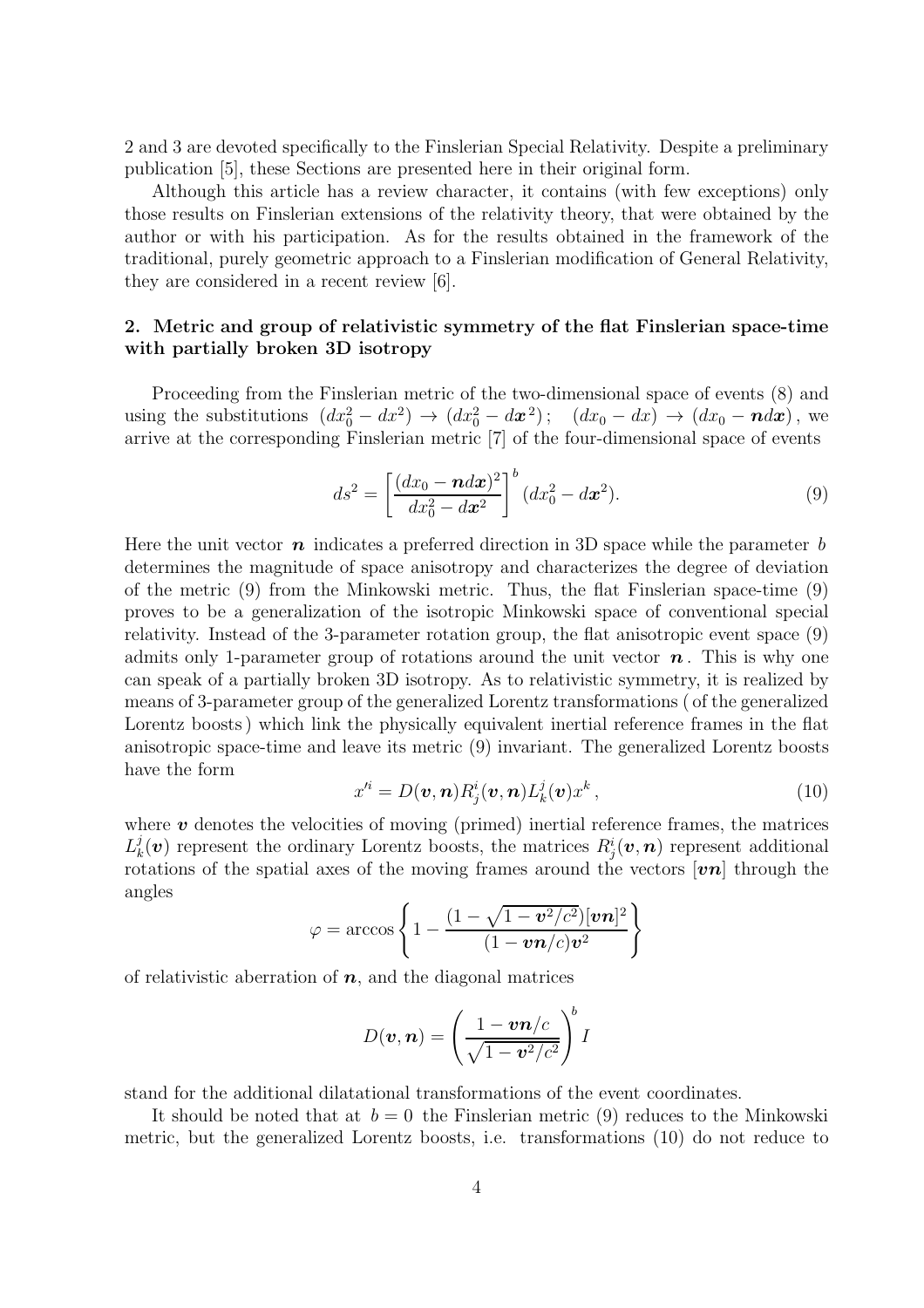2 and 3 are devoted specifically to the Finslerian Special Relativity. Despite a preliminary publication [5], these Sections are presented here in their original form.

Although this article has a review character, it contains (with few exceptions) only those results on Finslerian extensions of the relativity theory, that were obtained by the author or with his participation. As for the results obtained in the framework of the traditional, purely geometric approach to a Finslerian modification of General Relativity, they are considered in a recent review [6].

## 2. Metric and group of relativistic symmetry of the flat Finslerian space-time with partially broken 3D isotropy

Proceeding from the Finslerian metric of the two-dimensional space of events (8) and using the substitutions $(dx_0^2 - dx^2) \rightarrow (dx_0^2 - d\boldsymbol{x}^2)\,; \quad (dx_0 - dx) \rightarrow (dx_0 - \boldsymbol{n}d\boldsymbol{x})$, we arrive at the corresponding Finslerian metric [7] of the four-dimensional space of events

$$ds^2 = \left[\frac{(dx_0 - \boldsymbol{n}d\boldsymbol{x})^2}{dx_0^2 - d\boldsymbol{x}^2}\right]^b (dx_0^2 - d\boldsymbol{x}^2). \tag{9}$$

Here the unit vector $\boldsymbol{n}$ indicates a preferred direction in 3D space while the parameter $b$ determines the magnitude of space anisotropy and characterizes the degree of deviation of the metric (9) from the Minkowski metric. Thus, the flat Finslerian space-time (9) proves to be a generalization of the isotropic Minkowski space of conventional special relativity. Instead of the 3-parameter rotation group, the flat anisotropic event space (9) admits only 1-parameter group of rotations around the unit vector $\boldsymbol{n}$. This is why one can speak of a partially broken 3D isotropy. As to relativistic symmetry, it is realized by means of 3-parameter group of the generalized Lorentz transformations ( of the generalized Lorentz boosts ) which link the physically equivalent inertial reference frames in the flat anisotropic space-time and leave its metric (9) invariant. The generalized Lorentz boosts have the form

$$x'^i = D(\boldsymbol{v}, \boldsymbol{n}) R^i_j(\boldsymbol{v}, \boldsymbol{n}) L^j_k(\boldsymbol{v}) x^k\,, \tag{10}$$

where $\boldsymbol{v}$ denotes the velocities of moving (primed) inertial reference frames, the matrices $L^j_k(\boldsymbol{v})$ represent the ordinary Lorentz boosts, the matrices $R^i_j(\boldsymbol{v}, \boldsymbol{n})$ represent additional rotations of the spatial axes of the moving frames around the vectors $[\boldsymbol{vn}]$ through the angles

$$\varphi = \arccos\left\{1 - \frac{(1 - \sqrt{1 - \boldsymbol{v}^2/c^2})[\boldsymbol{vn}]^2}{(1 - \boldsymbol{vn}/c)\boldsymbol{v}^2}\right\}$$

of relativistic aberration of $\boldsymbol{n}$, and the diagonal matrices

$$D(\boldsymbol{v}, \boldsymbol{n}) = \left(\frac{1 - \boldsymbol{vn}/c}{\sqrt{1 - \boldsymbol{v}^2/c^2}}\right)^b I$$

stand for the additional dilatational transformations of the event coordinates.

It should be noted that at $b = 0$ the Finslerian metric (9) reduces to the Minkowski metric, but the generalized Lorentz boosts, i.e. transformations (10) do not reduce to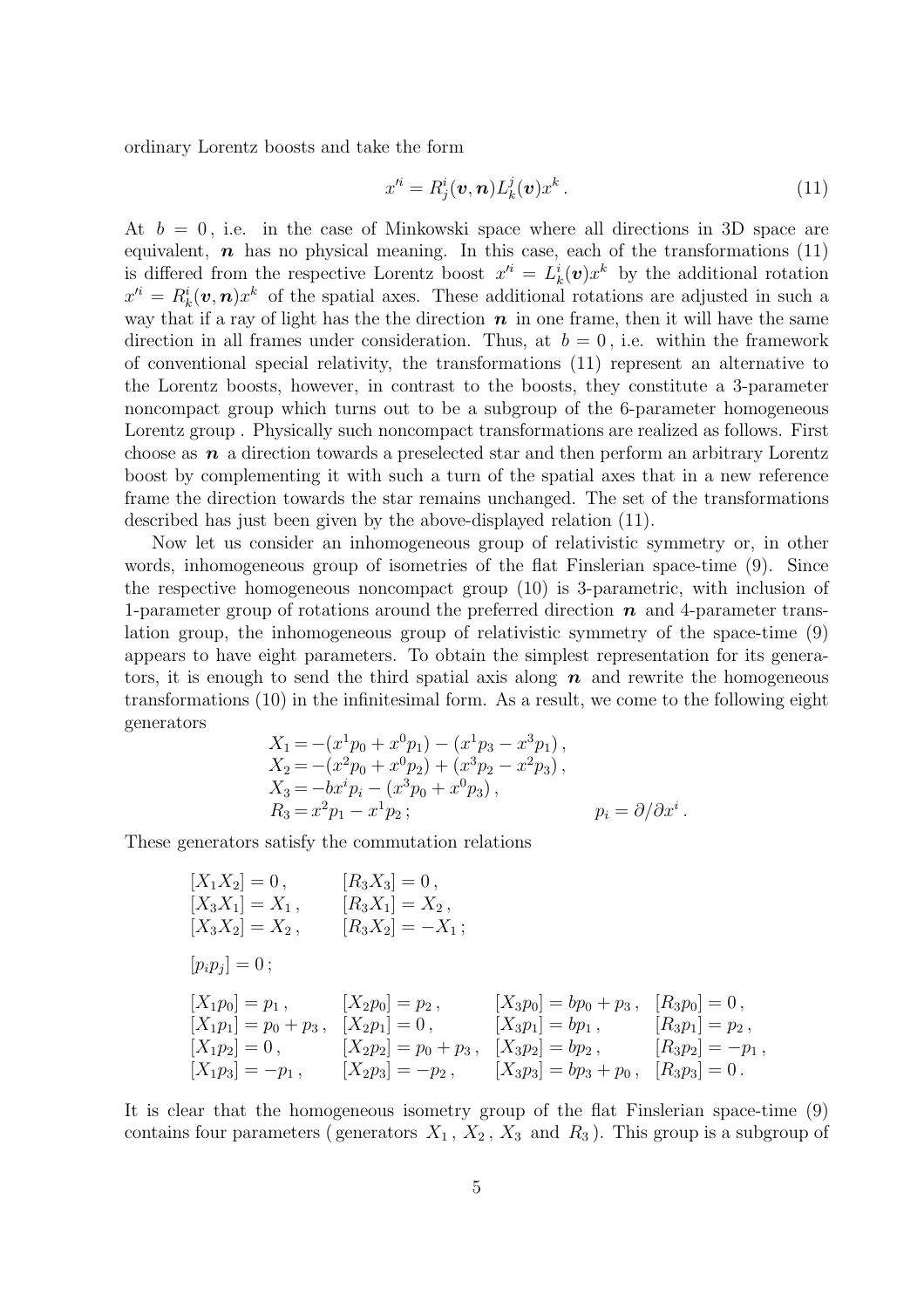ordinary Lorentz boosts and take the form

$$x'^i = R^i_j(\boldsymbol{v},\boldsymbol{n})L^j_k(\boldsymbol{v})x^k\,. \tag{11}$$

At $b = 0$, i.e. in the case of Minkowski space where all directions in 3D space are equivalent, $\boldsymbol{n}$ has no physical meaning. In this case, each of the transformations (11) is differed from the respective Lorentz boost $x'^i = L^i_k(\boldsymbol{v})x^k$ by the additional rotation $x'^i = R^i_k(\boldsymbol{v},\boldsymbol{n})x^k$ of the spatial axes. These additional rotations are adjusted in such a way that if a ray of light has the the direction $\boldsymbol{n}$ in one frame, then it will have the same direction in all frames under consideration. Thus, at $b = 0$, i.e. within the framework of conventional special relativity, the transformations (11) represent an alternative to the Lorentz boosts, however, in contrast to the boosts, they constitute a 3-parameter noncompact group which turns out to be a subgroup of the 6-parameter homogeneous Lorentz group . Physically such noncompact transformations are realized as follows. First choose as $\boldsymbol{n}$ a direction towards a preselected star and then perform an arbitrary Lorentz boost by complementing it with such a turn of the spatial axes that in a new reference frame the direction towards the star remains unchanged. The set of the transformations described has just been given by the above-displayed relation (11).

Now let us consider an inhomogeneous group of relativistic symmetry or, in other words, inhomogeneous group of isometries of the flat Finslerian space-time (9). Since the respective homogeneous noncompact group (10) is 3-parametric, with inclusion of 1-parameter group of rotations around the preferred direction $\boldsymbol{n}$ and 4-parameter translation group, the inhomogeneous group of relativistic symmetry of the space-time (9) appears to have eight parameters. To obtain the simplest representation for its generators, it is enough to send the third spatial axis along $\boldsymbol{n}$ and rewrite the homogeneous transformations (10) in the infinitesimal form. As a result, we come to the following eight generators

$$\begin{aligned}
X_1 &= -(x^1p_0 + x^0p_1) - (x^1p_3 - x^3p_1)\,,\\
X_2 &= -(x^2p_0 + x^0p_2) + (x^3p_2 - x^2p_3)\,,\\
X_3 &= -bx^ip_i - (x^3p_0 + x^0p_3)\,,\\
R_3 &= x^2p_1 - x^1p_2\,; \qquad\qquad p_i = \partial/\partial x^i\,.
\end{aligned}$$

These generators satisfy the commutation relations

$$\begin{aligned}
&[X_1X_2] = 0\,, && [R_3X_3] = 0\,,\\
&[X_3X_1] = X_1\,, && [R_3X_1] = X_2\,,\\
&[X_3X_2] = X_2\,, && [R_3X_2] = -X_1\,;
\end{aligned}$$

$$[p_ip_j] = 0\,;$$

$$\begin{aligned}
&[X_1p_0] = p_1\,, && [X_2p_0] = p_2\,, && [X_3p_0] = bp_0 + p_3\,, && [R_3p_0] = 0\,,\\
&[X_1p_1] = p_0 + p_3\,, && [X_2p_1] = 0\,, && [X_3p_1] = bp_1\,, && [R_3p_1] = p_2\,,\\
&[X_1p_2] = 0\,, && [X_2p_2] = p_0 + p_3\,, && [X_3p_2] = bp_2\,, && [R_3p_2] = -p_1\,,\\
&[X_1p_3] = -p_1\,, && [X_2p_3] = -p_2\,, && [X_3p_3] = bp_3 + p_0\,, && [R_3p_3] = 0\,.
\end{aligned}$$

It is clear that the homogeneous isometry group of the flat Finslerian space-time (9) contains four parameters ( generators $X_1$, $X_2$, $X_3$ and $R_3$ ). This group is a subgroup of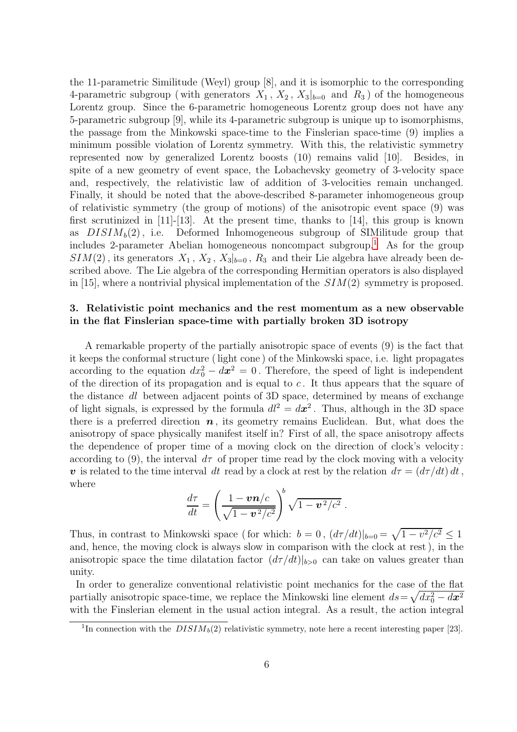the 11-parametric Similitude (Weyl) group [8], and it is isomorphic to the corresponding 4-parametric subgroup ( with generators $X_1$ , $X_2$ , $X_3|_{b=0}$ and $R_3$ ) of the homogeneous Lorentz group. Since the 6-parametric homogeneous Lorentz group does not have any 5-parametric subgroup [9], while its 4-parametric subgroup is unique up to isomorphisms, the passage from the Minkowski space-time to the Finslerian space-time (9) implies a minimum possible violation of Lorentz symmetry. With this, the relativistic symmetry represented now by generalized Lorentz boosts (10) remains valid [10]. Besides, in spite of a new geometry of event space, the Lobachevsky geometry of 3-velocity space and, respectively, the relativistic law of addition of 3-velocities remain unchanged. Finally, it should be noted that the above-described 8-parameter inhomogeneous group of relativistic symmetry (the group of motions) of the anisotropic event space (9) was first scrutinized in [11]-[13]. At the present time, thanks to [14], this group is known as $DISIM_b(2)$ , i.e. Deformed Inhomogeneous subgroup of SIMilitude group that includes 2-parameter Abelian homogeneous noncompact subgroup.[1] As for the group $SIM(2)$ , its generators $X_1$ , $X_2$ , $X_3|_{b=0}$ , $R_3$ and their Lie algebra have already been described above. The Lie algebra of the corresponding Hermitian operators is also displayed in [15], where a nontrivial physical implementation of the $SIM(2)$ symmetry is proposed.

## 3. Relativistic point mechanics and the rest momentum as a new observable in the flat Finslerian space-time with partially broken 3D isotropy

A remarkable property of the partially anisotropic space of events (9) is the fact that it keeps the conformal structure ( light cone ) of the Minkowski space, i.e. light propagates according to the equation $dx_0^2 - d\boldsymbol{x}^2 = 0$ . Therefore, the speed of light is independent of the direction of its propagation and is equal to $c$ . It thus appears that the square of the distance $dl$ between adjacent points of 3D space, determined by means of exchange of light signals, is expressed by the formula $dl^2 = d\boldsymbol{x}^2$ . Thus, although in the 3D space there is a preferred direction $\boldsymbol{n}$ , its geometry remains Euclidean. But, what does the anisotropy of space physically manifest itself in? First of all, the space anisotropy affects the dependence of proper time of a moving clock on the direction of clock's velocity: according to (9), the interval $d\tau$ of proper time read by the clock moving with a velocity $\boldsymbol{v}$ is related to the time interval $dt$ read by a clock at rest by the relation $d\tau = (d\tau/dt)\, dt$ , where

$$\frac{d\tau}{dt} = \left( \frac{1 - \boldsymbol{v}\boldsymbol{n}/c}{\sqrt{1 - \boldsymbol{v}^2/c^2}} \right)^b \sqrt{1 - \boldsymbol{v}^2/c^2}\ .$$

Thus, in contrast to Minkowski space ( for which: $b = 0$ , $(d\tau/dt)|_{b=0} = \sqrt{1 - v^2/c^2} \leq 1$ and, hence, the moving clock is always slow in comparison with the clock at rest ), in the anisotropic space the time dilatation factor $(d\tau/dt)|_{b>0}$ can take on values greater than unity.

In order to generalize conventional relativistic point mechanics for the case of the flat partially anisotropic space-time, we replace the Minkowski line element $ds = \sqrt{dx_0^2 - d\boldsymbol{x}^2}$ with the Finslerian element in the usual action integral. As a result, the action integral

[1] In connection with the $DISIM_b(2)$ relativistic symmetry, note here a recent interesting paper [23].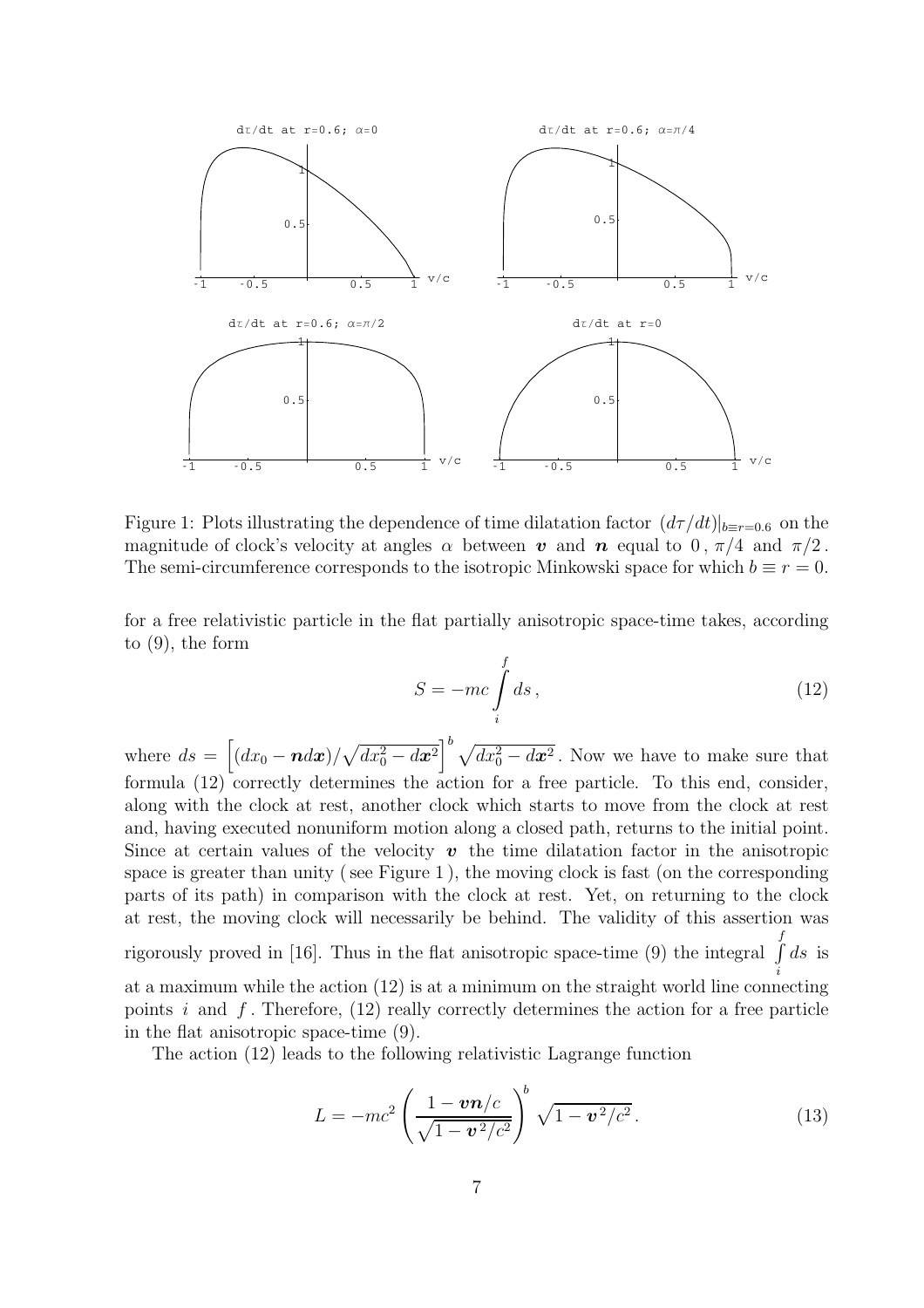Figure 1: Plots illustrating the dependence of time dilatation factor $(d\tau/dt)|_{b\equiv r=0.6}$ on the magnitude of clock's velocity at angles $\alpha$ between $\boldsymbol{v}$ and $\boldsymbol{n}$ equal to $0\,,\ \pi/4$ and $\pi/2$. The semi-circumference corresponds to the isotropic Minkowski space for which $b \equiv r = 0$.

for a free relativistic particle in the flat partially anisotropic space-time takes, according to (9), the form

$$S = -mc\int_i^f ds\,, \tag{12}$$

where $ds = \left[(dx_0 - \boldsymbol{n}d\boldsymbol{x})/\sqrt{dx_0^2 - d\boldsymbol{x}^2}\right]^b \sqrt{dx_0^2 - d\boldsymbol{x}^2}$. Now we have to make sure that formula (12) correctly determines the action for a free particle. To this end, consider, along with the clock at rest, another clock which starts to move from the clock at rest and, having executed nonuniform motion along a closed path, returns to the initial point. Since at certain values of the velocity $\boldsymbol{v}$ the time dilatation factor in the anisotropic space is greater than unity ( see Figure 1 ), the moving clock is fast (on the corresponding parts of its path) in comparison with the clock at rest. Yet, on returning to the clock at rest, the moving clock will necessarily be behind. The validity of this assertion was rigorously proved in [16]. Thus in the flat anisotropic space-time (9) the integral $\int_i^f ds$ is at a maximum while the action (12) is at a minimum on the straight world line connecting points $i$ and $f$. Therefore, (12) really correctly determines the action for a free particle in the flat anisotropic space-time (9).

The action (12) leads to the following relativistic Lagrange function

$$L = -mc^2\left(\frac{1 - \boldsymbol{v}\boldsymbol{n}/c}{\sqrt{1 - \boldsymbol{v}^2/c^2}}\right)^b \sqrt{1 - \boldsymbol{v}^2/c^2}\,. \tag{13}$$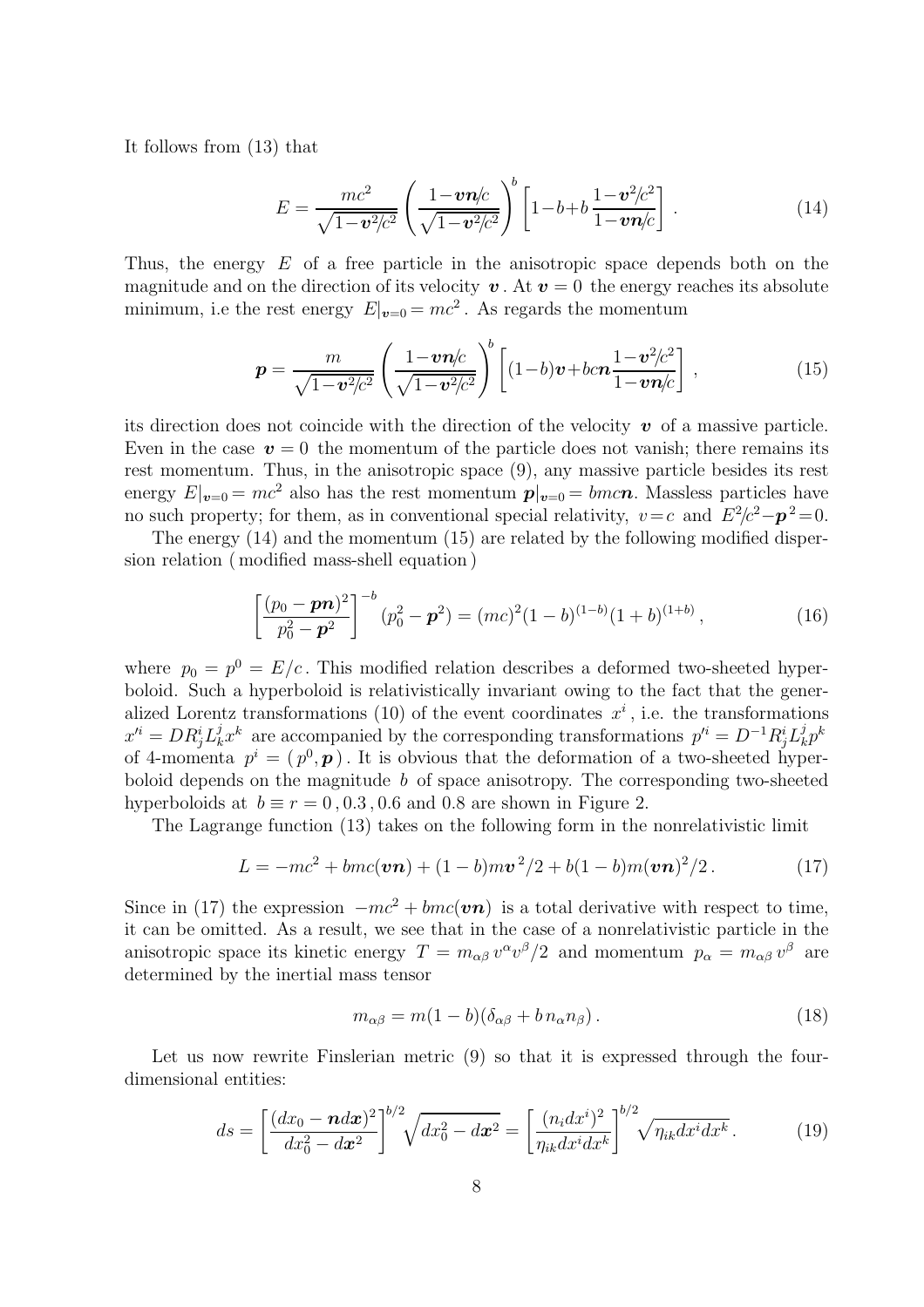It follows from (13) that

$$E = \frac{mc^2}{\sqrt{1-\boldsymbol{v}^2/c^2}} \left( \frac{1-\boldsymbol{vn}/c}{\sqrt{1-\boldsymbol{v}^2/c^2}} \right)^b \left[ 1-b+b\,\frac{1-\boldsymbol{v}^2/c^2}{1-\boldsymbol{vn}/c} \right] . \tag{14}$$

Thus, the energy $E$ of a free particle in the anisotropic space depends both on the magnitude and on the direction of its velocity $\boldsymbol{v}$. At $\boldsymbol{v} = 0$ the energy reaches its absolute minimum, i.e the rest energy $E|_{\boldsymbol{v}=0} = mc^2$. As regards the momentum

$$\boldsymbol{p} = \frac{m}{\sqrt{1-\boldsymbol{v}^2/c^2}} \left( \frac{1-\boldsymbol{vn}/c}{\sqrt{1-\boldsymbol{v}^2/c^2}} \right)^b \left[ (1-b)\boldsymbol{v} + bc\boldsymbol{n}\,\frac{1-\boldsymbol{v}^2/c^2}{1-\boldsymbol{vn}/c} \right] , \tag{15}$$

its direction does not coincide with the direction of the velocity $\boldsymbol{v}$ of a massive particle. Even in the case $\boldsymbol{v} = 0$ the momentum of the particle does not vanish; there remains its rest momentum. Thus, in the anisotropic space (9), any massive particle besides its rest energy $E|_{\boldsymbol{v}=0} = mc^2$ also has the rest momentum $\boldsymbol{p}|_{\boldsymbol{v}=0} = bmc\boldsymbol{n}$. Massless particles have no such property; for them, as in conventional special relativity, $v = c$ and $E^2/c^2 - \boldsymbol{p}^2 = 0$.

The energy (14) and the momentum (15) are related by the following modified dispersion relation ( modified mass-shell equation )

$$\left[ \frac{(p_0 - \boldsymbol{pn})^2}{p_0^2 - \boldsymbol{p}^2} \right]^{-b} (p_0^2 - \boldsymbol{p}^2) = (mc)^2 (1-b)^{(1-b)} (1+b)^{(1+b)} , \tag{16}$$

where $p_0 = p^0 = E/c$. This modified relation describes a deformed two-sheeted hyperboloid. Such a hyperboloid is relativistically invariant owing to the fact that the generalized Lorentz transformations (10) of the event coordinates $x^i$, i.e. the transformations $x'^i = DR^i_j L^j_k x^k$ are accompanied by the corresponding transformations $p'^i = D^{-1} R^i_j L^j_k p^k$ of 4-momenta $p^i = (p^0, \boldsymbol{p})$. It is obvious that the deformation of a two-sheeted hyperboloid depends on the magnitude $b$ of space anisotropy. The corresponding two-sheeted hyperboloids at $b \equiv r = 0\,, 0.3\,, 0.6$ and $0.8$ are shown in Figure 2.

The Lagrange function (13) takes on the following form in the nonrelativistic limit

$$L = -mc^2 + bmc(\boldsymbol{vn}) + (1-b)m\boldsymbol{v}^2/2 + b(1-b)m(\boldsymbol{vn})^2/2 \,. \tag{17}$$

Since in (17) the expression $-mc^2 + bmc(\boldsymbol{vn})$ is a total derivative with respect to time, it can be omitted. As a result, we see that in the case of a nonrelativistic particle in the anisotropic space its kinetic energy $T = m_{\alpha\beta}\, v^\alpha v^\beta/2$ and momentum $p_\alpha = m_{\alpha\beta}\, v^\beta$ are determined by the inertial mass tensor

$$m_{\alpha\beta} = m(1-b)(\delta_{\alpha\beta} + b\, n_\alpha n_\beta) \,. \tag{18}$$

Let us now rewrite Finslerian metric (9) so that it is expressed through the four-dimensional entities:

$$ds = \left[ \frac{(dx_0 - \boldsymbol{n}d\boldsymbol{x})^2}{dx_0^2 - d\boldsymbol{x}^2} \right]^{b/2} \sqrt{dx_0^2 - d\boldsymbol{x}^2} = \left[ \frac{(n_i dx^i)^2}{\eta_{ik} dx^i dx^k} \right]^{b/2} \sqrt{\eta_{ik} dx^i dx^k} \,. \tag{19}$$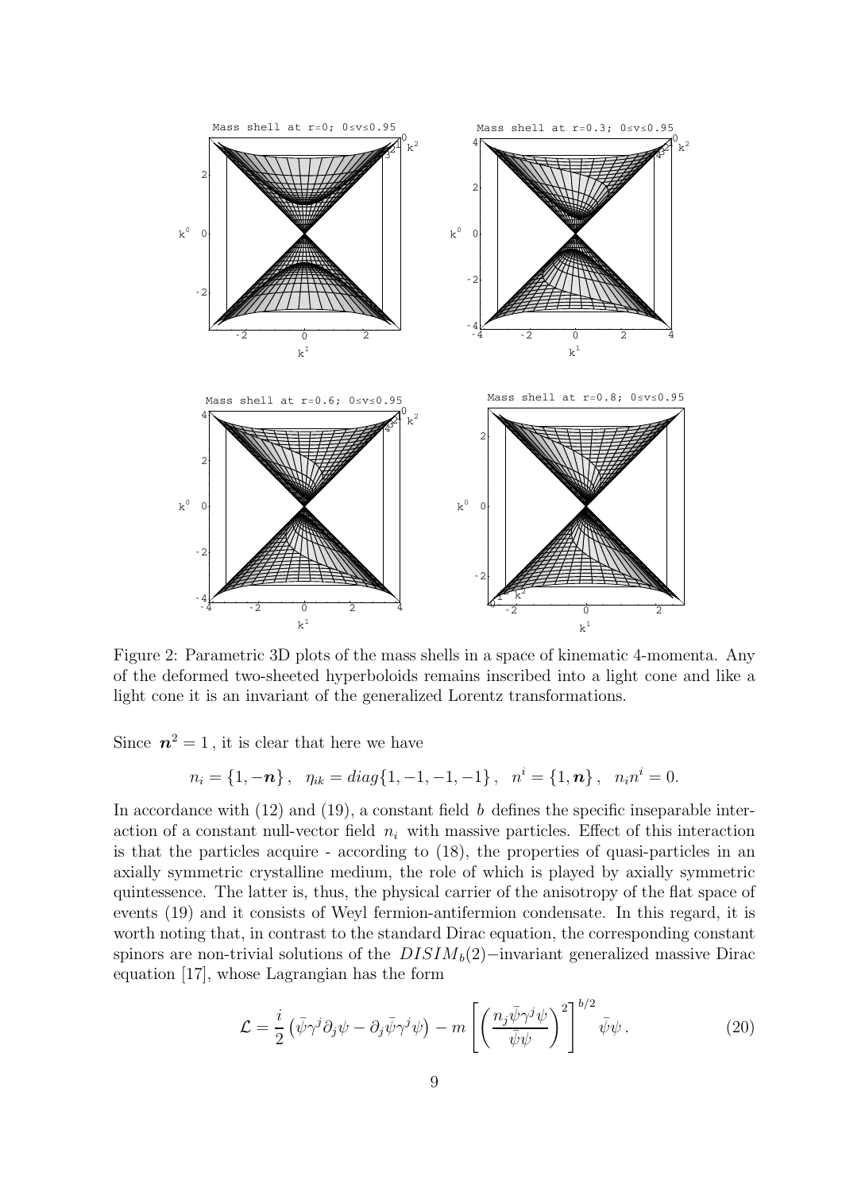Figure 2: Parametric 3D plots of the mass shells in a space of kinematic 4-momenta. Any of the deformed two-sheeted hyperboloids remains inscribed into a light cone and like a light cone it is an invariant of the generalized Lorentz transformations.

Since $\boldsymbol{n}^2 = 1$, it is clear that here we have

$$n_i = \{1, -\boldsymbol{n}\}\,, \quad \eta_{ik} = diag\{1, -1, -1, -1\}\,, \quad n^i = \{1, \boldsymbol{n}\}\,, \quad n_i n^i = 0.$$

In accordance with (12) and (19), a constant field $b$ defines the specific inseparable interaction of a constant null-vector field $n_i$ with massive particles. Effect of this interaction is that the particles acquire - according to (18), the properties of quasi-particles in an axially symmetric crystalline medium, the role of which is played by axially symmetric quintessence. The latter is, thus, the physical carrier of the anisotropy of the flat space of events (19) and it consists of Weyl fermion-antifermion condensate. In this regard, it is worth noting that, in contrast to the standard Dirac equation, the corresponding constant spinors are non-trivial solutions of the $DISIM_b(2)-$invariant generalized massive Dirac equation [17], whose Lagrangian has the form

$$\mathcal{L} = \frac{i}{2}\left(\bar{\psi}\gamma^j\partial_j\psi - \partial_j\bar{\psi}\gamma^j\psi\right) - m\left[\left(\frac{n_j\bar{\psi}\gamma^j\psi}{\bar{\psi}\psi}\right)^2\right]^{b/2}\bar{\psi}\psi\,. \tag{20}$$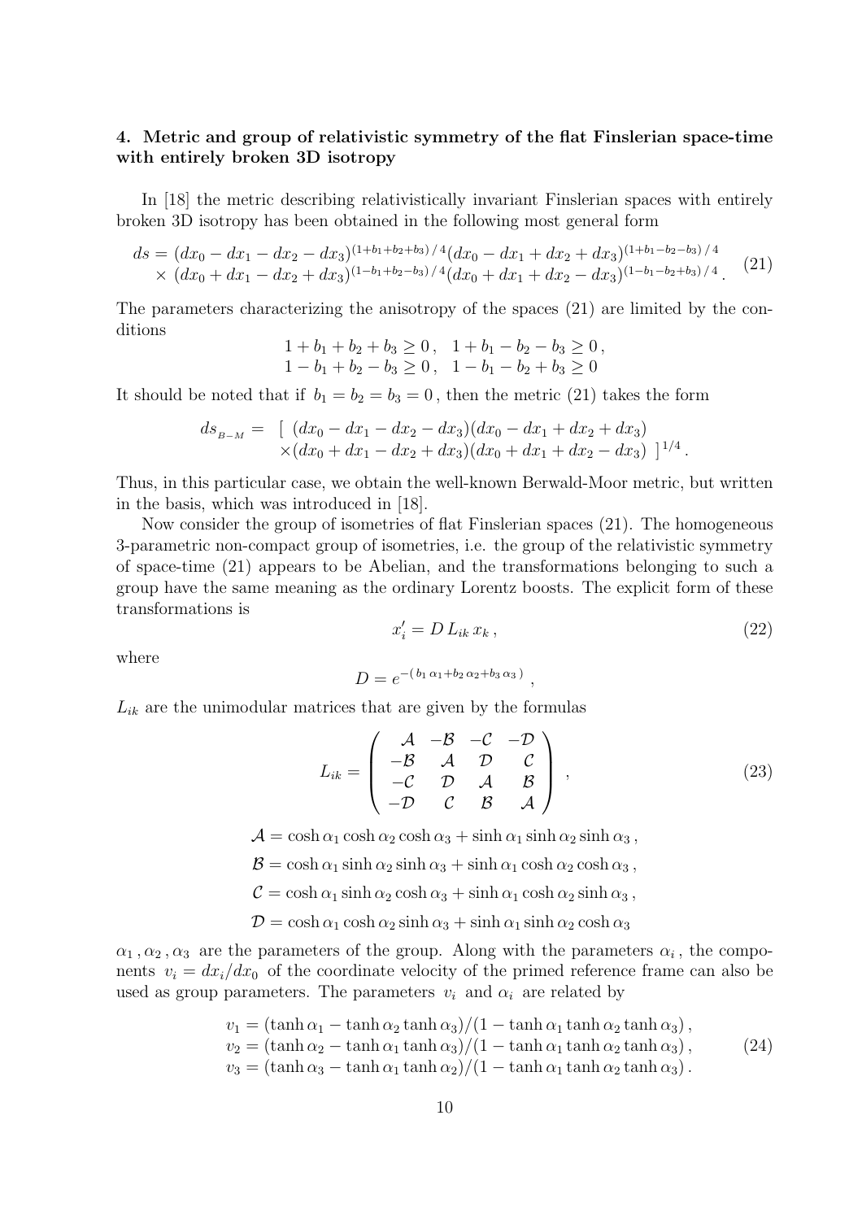### 4. Metric and group of relativistic symmetry of the flat Finslerian space-time with entirely broken 3D isotropy

In [18] the metric describing relativistically invariant Finslerian spaces with entirely broken 3D isotropy has been obtained in the following most general form

$$
\begin{aligned}
ds = &(dx_0 - dx_1 - dx_2 - dx_3)^{(1+b_1+b_2+b_3)/4}(dx_0 - dx_1 + dx_2 + dx_3)^{(1+b_1-b_2-b_3)/4} \\
&\times (dx_0 + dx_1 - dx_2 + dx_3)^{(1-b_1+b_2-b_3)/4}(dx_0 + dx_1 + dx_2 - dx_3)^{(1-b_1-b_2+b_3)/4} .
\end{aligned} \tag{21}
$$

The parameters characterizing the anisotropy of the spaces (21) are limited by the conditions

$$
\begin{aligned}
&1 + b_1 + b_2 + b_3 \geq 0 , \quad 1 + b_1 - b_2 - b_3 \geq 0 , \\
&1 - b_1 + b_2 - b_3 \geq 0 , \quad 1 - b_1 - b_2 + b_3 \geq 0
\end{aligned}
$$

It should be noted that if $b_1 = b_2 = b_3 = 0$ , then the metric (21) takes the form

$$
\begin{aligned}
ds_{_{B-M}} = \ &[ \ (dx_0 - dx_1 - dx_2 - dx_3)(dx_0 - dx_1 + dx_2 + dx_3) \\
&\times (dx_0 + dx_1 - dx_2 + dx_3)(dx_0 + dx_1 + dx_2 - dx_3) \ ]^{1/4} .
\end{aligned}
$$

Thus, in this particular case, we obtain the well-known Berwald-Moor metric, but written in the basis, which was introduced in [18].

Now consider the group of isometries of flat Finslerian spaces (21). The homogeneous 3-parametric non-compact group of isometries, i.e. the group of the relativistic symmetry of space-time (21) appears to be Abelian, and the transformations belonging to such a group have the same meaning as the ordinary Lorentz boosts. The explicit form of these transformations is

$$
x'_i = D \, L_{ik} \, x_k \, , \tag{22}
$$

where

$$
D = e^{-( \, b_1 \, \alpha_1 + b_2 \, \alpha_2 + b_3 \, \alpha_3 \, )} \, ,
$$

$L_{ik}$ are the unimodular matrices that are given by the formulas

$$
L_{ik} = \begin{pmatrix} \mathcal{A} & -\mathcal{B} & -\mathcal{C} & -\mathcal{D} \\ -\mathcal{B} & \mathcal{A} & \mathcal{D} & \mathcal{C} \\ -\mathcal{C} & \mathcal{D} & \mathcal{A} & \mathcal{B} \\ -\mathcal{D} & \mathcal{C} & \mathcal{B} & \mathcal{A} \end{pmatrix} , \tag{23}
$$

$$
\begin{aligned}
\mathcal{A} &= \cosh\alpha_1 \cosh\alpha_2 \cosh\alpha_3 + \sinh\alpha_1 \sinh\alpha_2 \sinh\alpha_3 \, , \\
\mathcal{B} &= \cosh\alpha_1 \sinh\alpha_2 \sinh\alpha_3 + \sinh\alpha_1 \cosh\alpha_2 \cosh\alpha_3 \, , \\
\mathcal{C} &= \cosh\alpha_1 \sinh\alpha_2 \cosh\alpha_3 + \sinh\alpha_1 \cosh\alpha_2 \sinh\alpha_3 \, , \\
\mathcal{D} &= \cosh\alpha_1 \cosh\alpha_2 \sinh\alpha_3 + \sinh\alpha_1 \sinh\alpha_2 \cosh\alpha_3
\end{aligned}
$$

$\alpha_1 \, , \alpha_2 \, , \alpha_3$ are the parameters of the group. Along with the parameters $\alpha_i$ , the components $v_i = dx_i/dx_0$ of the coordinate velocity of the primed reference frame can also be used as group parameters. The parameters $v_i$ and $\alpha_i$ are related by

$$
\begin{aligned}
v_1 &= (\tanh\alpha_1 - \tanh\alpha_2 \tanh\alpha_3)/(1 - \tanh\alpha_1 \tanh\alpha_2 \tanh\alpha_3) \, , \\
v_2 &= (\tanh\alpha_2 - \tanh\alpha_1 \tanh\alpha_3)/(1 - \tanh\alpha_1 \tanh\alpha_2 \tanh\alpha_3) \, , \\
v_3 &= (\tanh\alpha_3 - \tanh\alpha_1 \tanh\alpha_2)/(1 - \tanh\alpha_1 \tanh\alpha_2 \tanh\alpha_3) \, .
\end{aligned} \tag{24}
$$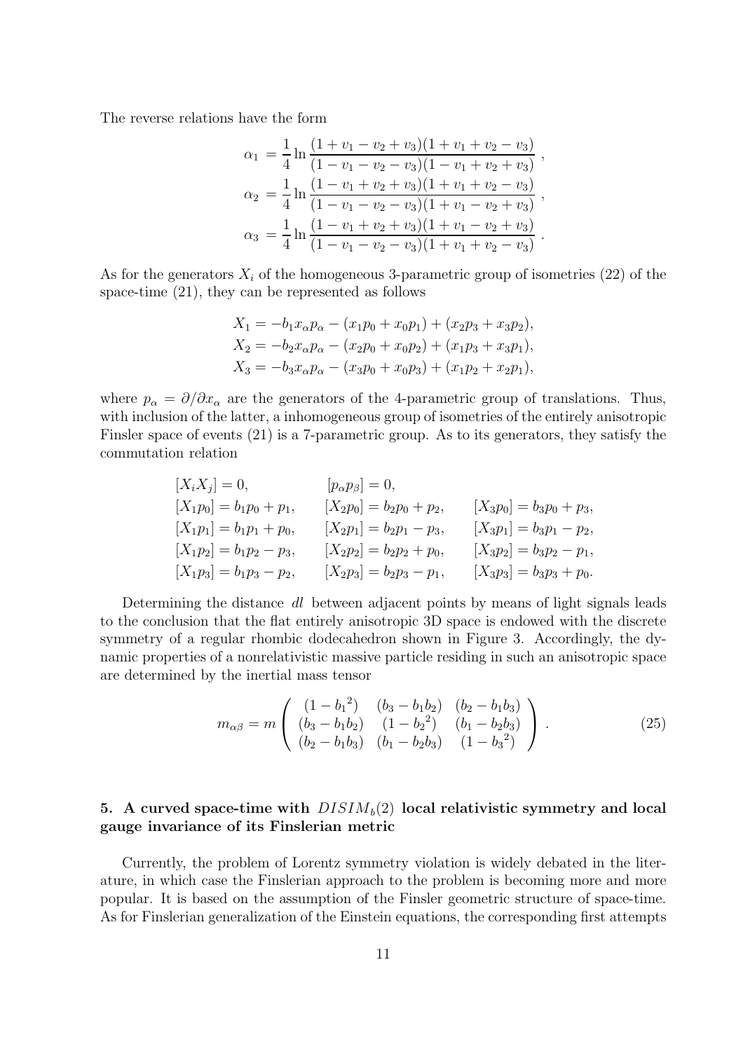The reverse relations have the form

$$
\begin{aligned}
\alpha_1 &= \frac{1}{4}\ln\frac{(1+v_1-v_2+v_3)(1+v_1+v_2-v_3)}{(1-v_1-v_2-v_3)(1-v_1+v_2+v_3)}\,,\\
\alpha_2 &= \frac{1}{4}\ln\frac{(1-v_1+v_2+v_3)(1+v_1+v_2-v_3)}{(1-v_1-v_2-v_3)(1+v_1-v_2+v_3)}\,,\\
\alpha_3 &= \frac{1}{4}\ln\frac{(1-v_1+v_2+v_3)(1+v_1-v_2+v_3)}{(1-v_1-v_2-v_3)(1+v_1+v_2-v_3)}\,.
\end{aligned}
$$

As for the generators $X_i$ of the homogeneous 3-parametric group of isometries (22) of the space-time (21), they can be represented as follows

$$
\begin{aligned}
X_1 &= -b_1 x_\alpha p_\alpha - (x_1 p_0 + x_0 p_1) + (x_2 p_3 + x_3 p_2),\\
X_2 &= -b_2 x_\alpha p_\alpha - (x_2 p_0 + x_0 p_2) + (x_1 p_3 + x_3 p_1),\\
X_3 &= -b_3 x_\alpha p_\alpha - (x_3 p_0 + x_0 p_3) + (x_1 p_2 + x_2 p_1),
\end{aligned}
$$

where $p_\alpha = \partial/\partial x_\alpha$ are the generators of the 4-parametric group of translations. Thus, with inclusion of the latter, a inhomogeneous group of isometries of the entirely anisotropic Finsler space of events (21) is a 7-parametric group. As to its generators, they satisfy the commutation relation

$$
\begin{array}{lll}
[X_i X_j] = 0, & [p_\alpha p_\beta] = 0, & \\
{[X_1 p_0]} = b_1 p_0 + p_1, & [X_2 p_0] = b_2 p_0 + p_2, & [X_3 p_0] = b_3 p_0 + p_3,\\
{[X_1 p_1]} = b_1 p_1 + p_0, & [X_2 p_1] = b_2 p_1 - p_3, & [X_3 p_1] = b_3 p_1 - p_2,\\
{[X_1 p_2]} = b_1 p_2 - p_3, & [X_2 p_2] = b_2 p_2 + p_0, & [X_3 p_2] = b_3 p_2 - p_1,\\
{[X_1 p_3]} = b_1 p_3 - p_2, & [X_2 p_3] = b_2 p_3 - p_1, & [X_3 p_3] = b_3 p_3 + p_0.
\end{array}
$$

Determining the distance $dl$ between adjacent points by means of light signals leads to the conclusion that the flat entirely anisotropic 3D space is endowed with the discrete symmetry of a regular rhombic dodecahedron shown in Figure 3. Accordingly, the dynamic properties of a nonrelativistic massive particle residing in such an anisotropic space are determined by the inertial mass tensor

$$
m_{\alpha\beta} = m\begin{pmatrix} (1-{b_1}^2) & (b_3 - b_1 b_2) & (b_2 - b_1 b_3)\\ (b_3 - b_1 b_2) & (1-{b_2}^2) & (b_1 - b_2 b_3)\\ (b_2 - b_1 b_3) & (b_1 - b_2 b_3) & (1-{b_3}^2) \end{pmatrix}. \tag{25}
$$

## 5. A curved space-time with $DISIM_b(2)$ local relativistic symmetry and local gauge invariance of its Finslerian metric

Currently, the problem of Lorentz symmetry violation is widely debated in the literature, in which case the Finslerian approach to the problem is becoming more and more popular. It is based on the assumption of the Finsler geometric structure of space-time. As for Finslerian generalization of the Einstein equations, the corresponding first attempts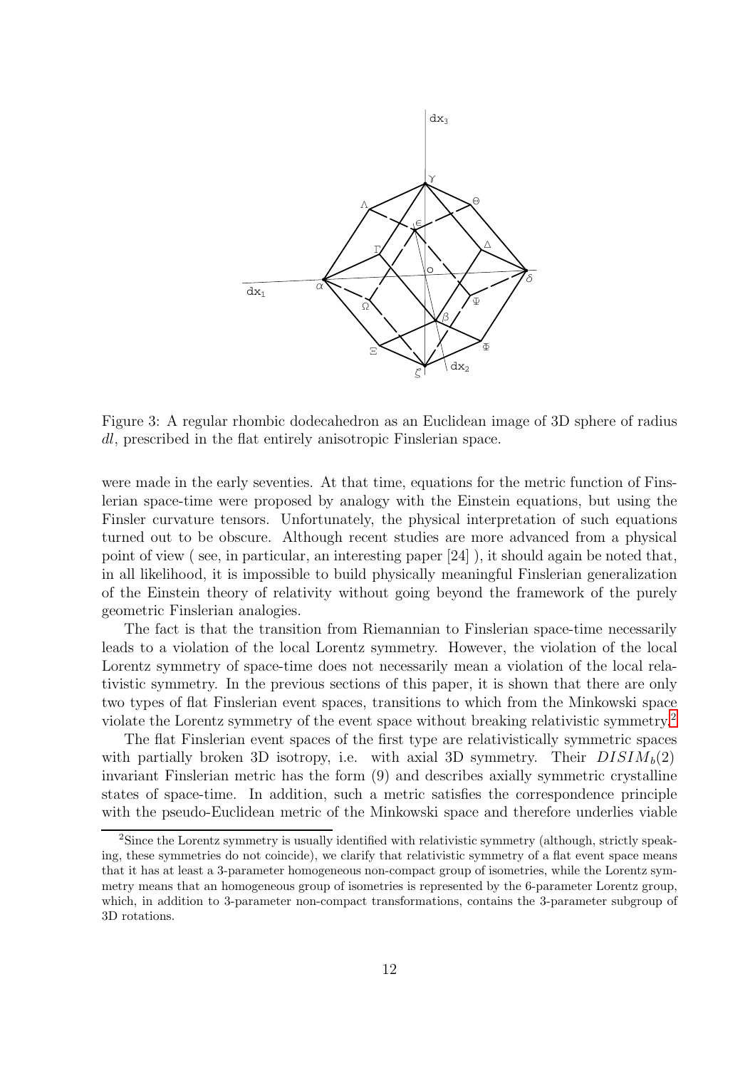Figure 3: A regular rhombic dodecahedron as an Euclidean image of 3D sphere of radius $dl$, prescribed in the flat entirely anisotropic Finslerian space.

were made in the early seventies. At that time, equations for the metric function of Finslerian space-time were proposed by analogy with the Einstein equations, but using the Finsler curvature tensors. Unfortunately, the physical interpretation of such equations turned out to be obscure. Although recent studies are more advanced from a physical point of view ( see, in particular, an interesting paper [24] ), it should again be noted that, in all likelihood, it is impossible to build physically meaningful Finslerian generalization of the Einstein theory of relativity without going beyond the framework of the purely geometric Finslerian analogies.

The fact is that the transition from Riemannian to Finslerian space-time necessarily leads to a violation of the local Lorentz symmetry. However, the violation of the local Lorentz symmetry of space-time does not necessarily mean a violation of the local relativistic symmetry. In the previous sections of this paper, it is shown that there are only two types of flat Finslerian event spaces, transitions to which from the Minkowski space violate the Lorentz symmetry of the event space without breaking relativistic symmetry.[2]

The flat Finslerian event spaces of the first type are relativistically symmetric spaces with partially broken 3D isotropy, i.e. with axial 3D symmetry. Their $DISIM_b(2)$ invariant Finslerian metric has the form (9) and describes axially symmetric crystalline states of space-time. In addition, such a metric satisfies the correspondence principle with the pseudo-Euclidean metric of the Minkowski space and therefore underlies viable

[2]Since the Lorentz symmetry is usually identified with relativistic symmetry (although, strictly speaking, these symmetries do not coincide), we clarify that relativistic symmetry of a flat event space means that it has at least a 3-parameter homogeneous non-compact group of isometries, while the Lorentz symmetry means that an homogeneous group of isometries is represented by the 6-parameter Lorentz group, which, in addition to 3-parameter non-compact transformations, contains the 3-parameter subgroup of 3D rotations.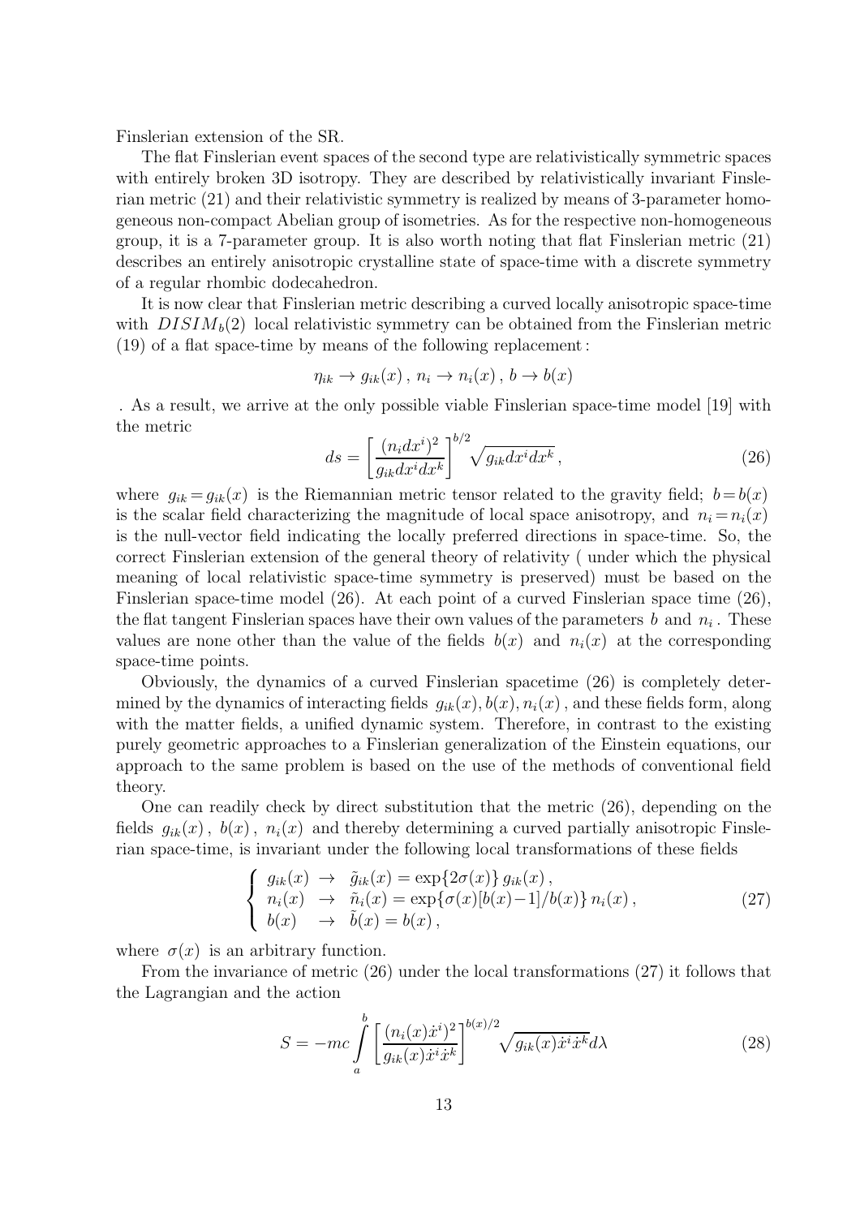Finslerian extension of the SR.

The flat Finslerian event spaces of the second type are relativistically symmetric spaces with entirely broken 3D isotropy. They are described by relativistically invariant Finslerian metric (21) and their relativistic symmetry is realized by means of 3-parameter homogeneous non-compact Abelian group of isometries. As for the respective non-homogeneous group, it is a 7-parameter group. It is also worth noting that flat Finslerian metric (21) describes an entirely anisotropic crystalline state of space-time with a discrete symmetry of a regular rhombic dodecahedron.

It is now clear that Finslerian metric describing a curved locally anisotropic space-time with $DISIM_b(2)$ local relativistic symmetry can be obtained from the Finslerian metric (19) of a flat space-time by means of the following replacement :

$$\eta_{ik} \to g_{ik}(x)\,,\; n_i \to n_i(x)\,,\; b \to b(x)$$

. As a result, we arrive at the only possible viable Finslerian space-time model [19] with the metric

$$ds = \left[\frac{(n_i dx^i)^2}{g_{ik}dx^i dx^k}\right]^{b/2}\sqrt{g_{ik}dx^i dx^k}\,, \tag{26}$$

where $g_{ik} = g_{ik}(x)$ is the Riemannian metric tensor related to the gravity field; $b = b(x)$ is the scalar field characterizing the magnitude of local space anisotropy, and $n_i = n_i(x)$ is the null-vector field indicating the locally preferred directions in space-time. So, the correct Finslerian extension of the general theory of relativity ( under which the physical meaning of local relativistic space-time symmetry is preserved) must be based on the Finslerian space-time model (26). At each point of a curved Finslerian space time (26), the flat tangent Finslerian spaces have their own values of the parameters $b$ and $n_i$ . These values are none other than the value of the fields $b(x)$ and $n_i(x)$ at the corresponding space-time points.

Obviously, the dynamics of a curved Finslerian spacetime (26) is completely determined by the dynamics of interacting fields $g_{ik}(x), b(x), n_i(x)$ , and these fields form, along with the matter fields, a unified dynamic system. Therefore, in contrast to the existing purely geometric approaches to a Finslerian generalization of the Einstein equations, our approach to the same problem is based on the use of the methods of conventional field theory.

One can readily check by direct substitution that the metric (26), depending on the fields $g_{ik}(x)$ , $b(x)$ , $n_i(x)$ and thereby determining a curved partially anisotropic Finslerian space-time, is invariant under the following local transformations of these fields

$$\left\{\begin{array}{lcl} g_{ik}(x) & \to & \tilde{g}_{ik}(x) = \exp\{2\sigma(x)\}\, g_{ik}(x)\,, \\ n_i(x) & \to & \tilde{n}_i(x) = \exp\{\sigma(x)[b(x)-1]/b(x)\}\, n_i(x)\,, \\ b(x) & \to & \tilde{b}(x) = b(x)\,, \end{array}\right. \tag{27}$$

where $\sigma(x)$ is an arbitrary function.

From the invariance of metric (26) under the local transformations (27) it follows that the Lagrangian and the action

$$S = -mc\int\limits_a^b \left[\frac{(n_i(x)\dot{x}^i)^2}{g_{ik}(x)\dot{x}^i\dot{x}^k}\right]^{b(x)/2}\sqrt{g_{ik}(x)\dot{x}^i\dot{x}^k}\,d\lambda \tag{28}$$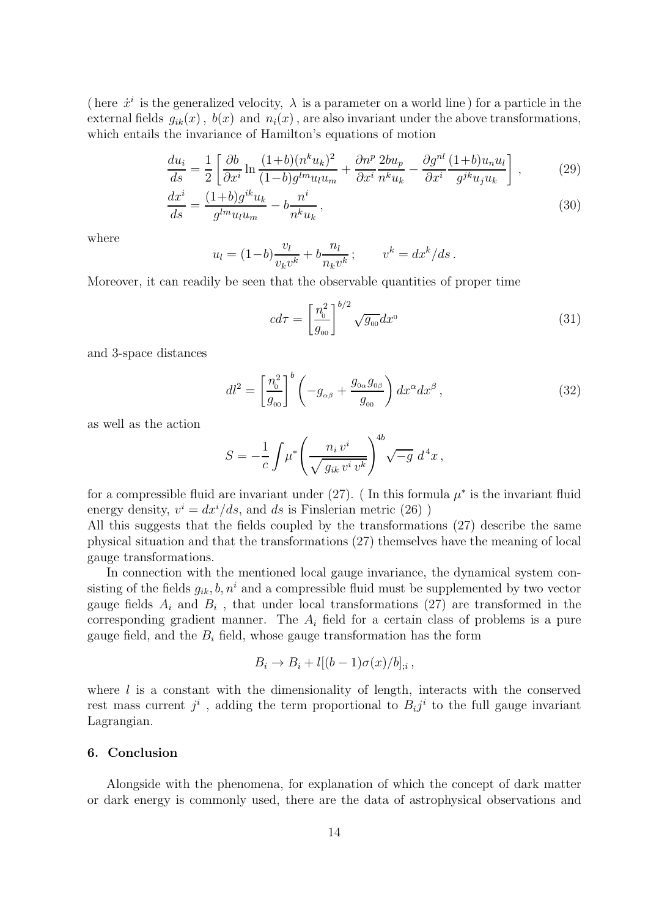( here $\dot{x}^i$ is the generalized velocity, $\lambda$ is a parameter on a world line ) for a particle in the external fields $g_{ik}(x)$ , $b(x)$ and $n_i(x)$ , are also invariant under the above transformations, which entails the invariance of Hamilton's equations of motion

$$\frac{du_i}{ds} = \frac{1}{2}\left[\frac{\partial b}{\partial x^i}\ln\frac{(1+b)(n^k u_k)^2}{(1-b)g^{lm}u_l u_m} + \frac{\partial n^p}{\partial x^i}\frac{2bu_p}{n^k u_k} - \frac{\partial g^{nl}}{\partial x^i}\frac{(1+b)u_n u_l}{g^{jk}u_j u_k}\right], \tag{29}$$

$$\frac{dx^i}{ds} = \frac{(1+b)g^{ik}u_k}{g^{lm}u_l u_m} - b\frac{n^i}{n^k u_k}, \tag{30}$$

where

$$u_l = (1-b)\frac{v_l}{v_k v^k} + b\frac{n_l}{n_k v^k}; \qquad v^k = dx^k/ds\,.$$

Moreover, it can readily be seen that the observable quantities of proper time

$$c d\tau = \left[\frac{n_0^2}{g_{00}}\right]^{b/2}\sqrt{g_{00}}dx^0 \tag{31}$$

and 3-space distances

$$dl^2 = \left[\frac{n_0^2}{g_{00}}\right]^b \left(-g_{\alpha\beta} + \frac{g_{0\alpha}g_{0\beta}}{g_{00}}\right)dx^\alpha dx^\beta\,, \tag{32}$$

as well as the action

$$S = -\frac{1}{c}\int \mu^* \left(\frac{n_i\, v^i}{\sqrt{g_{ik}\, v^i\, v^k}}\right)^{4b}\sqrt{-g}\; d^4x\,,$$

for a compressible fluid are invariant under (27). ( In this formula $\mu^*$ is the invariant fluid energy density, $v^i = dx^i/ds$, and $ds$ is Finslerian metric (26) )
All this suggests that the fields coupled by the transformations (27) describe the same physical situation and that the transformations (27) themselves have the meaning of local gauge transformations.

In connection with the mentioned local gauge invariance, the dynamical system consisting of the fields $g_{ik}, b, n^i$ and a compressible fluid must be supplemented by two vector gauge fields $A_i$ and $B_i$ , that under local transformations (27) are transformed in the corresponding gradient manner. The $A_i$ field for a certain class of problems is a pure gauge field, and the $B_i$ field, whose gauge transformation has the form

$$B_i \to B_i + l[(b-1)\sigma(x)/b]_{;i}\,,$$

where $l$ is a constant with the dimensionality of length, interacts with the conserved rest mass current $j^i$ , adding the term proportional to $B_i j^i$ to the full gauge invariant Lagrangian.

## 6. Conclusion

Alongside with the phenomena, for explanation of which the concept of dark matter or dark energy is commonly used, there are the data of astrophysical observations and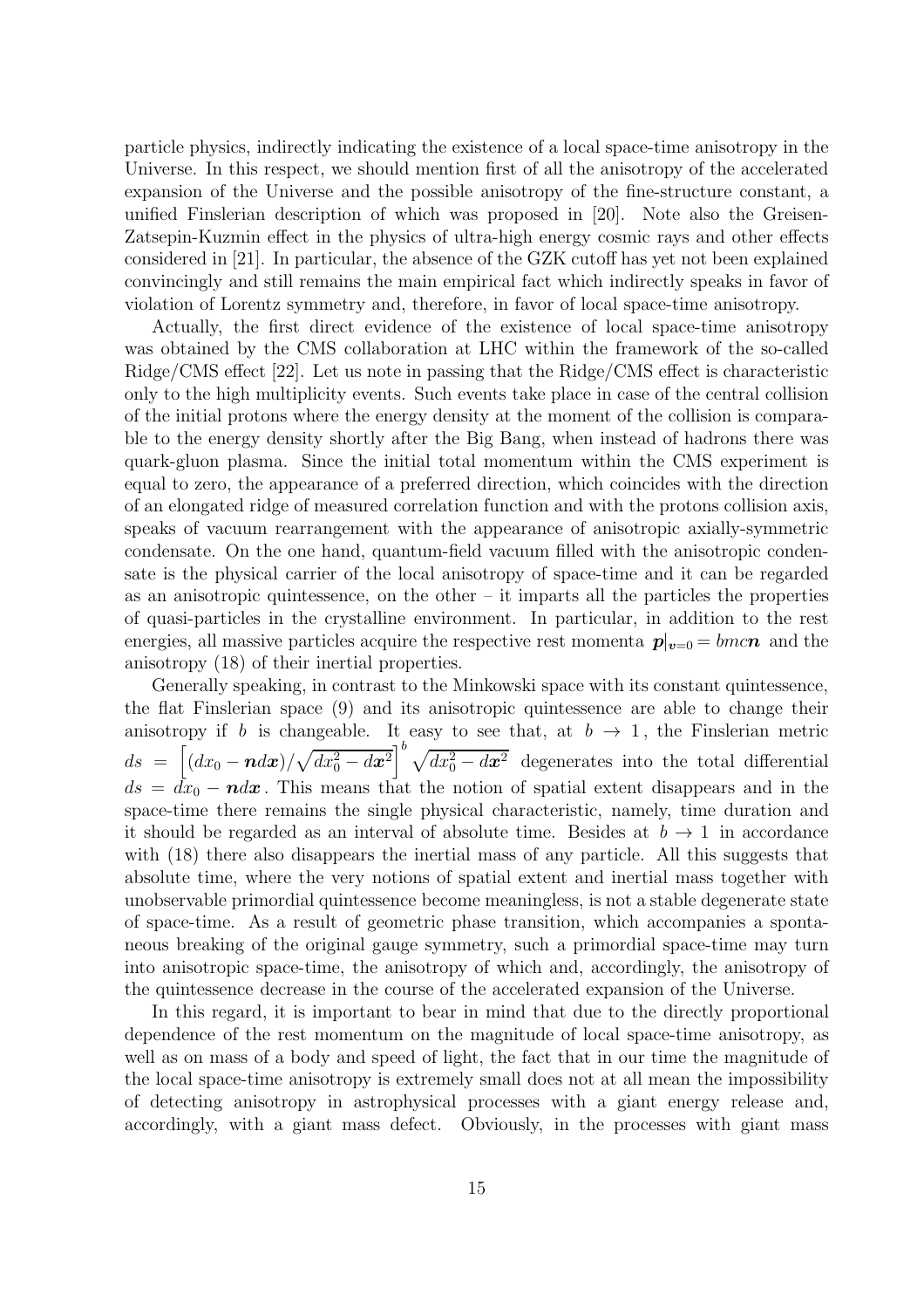particle physics, indirectly indicating the existence of a local space-time anisotropy in the Universe. In this respect, we should mention first of all the anisotropy of the accelerated expansion of the Universe and the possible anisotropy of the fine-structure constant, a unified Finslerian description of which was proposed in [20]. Note also the Greisen-Zatsepin-Kuzmin effect in the physics of ultra-high energy cosmic rays and other effects considered in [21]. In particular, the absence of the GZK cutoff has yet not been explained convincingly and still remains the main empirical fact which indirectly speaks in favor of violation of Lorentz symmetry and, therefore, in favor of local space-time anisotropy.

Actually, the first direct evidence of the existence of local space-time anisotropy was obtained by the CMS collaboration at LHC within the framework of the so-called Ridge/CMS effect [22]. Let us note in passing that the Ridge/CMS effect is characteristic only to the high multiplicity events. Such events take place in case of the central collision of the initial protons where the energy density at the moment of the collision is comparable to the energy density shortly after the Big Bang, when instead of hadrons there was quark-gluon plasma. Since the initial total momentum within the CMS experiment is equal to zero, the appearance of a preferred direction, which coincides with the direction of an elongated ridge of measured correlation function and with the protons collision axis, speaks of vacuum rearrangement with the appearance of anisotropic axially-symmetric condensate. On the one hand, quantum-field vacuum filled with the anisotropic condensate is the physical carrier of the local anisotropy of space-time and it can be regarded as an anisotropic quintessence, on the other – it imparts all the particles the properties of quasi-particles in the crystalline environment. In particular, in addition to the rest energies, all massive particles acquire the respective rest momenta $\boldsymbol{p}|_{\boldsymbol{v}=0} = bmc\boldsymbol{n}$ and the anisotropy (18) of their inertial properties.

Generally speaking, in contrast to the Minkowski space with its constant quintessence, the flat Finslerian space (9) and its anisotropic quintessence are able to change their anisotropy if $b$ is changeable. It easy to see that, at $b \to 1$, the Finslerian metric $ds = \left[(dx_0 - \boldsymbol{n}d\boldsymbol{x})/\sqrt{dx_0^2 - d\boldsymbol{x}^2}\right]^b \sqrt{dx_0^2 - d\boldsymbol{x}^2}$ degenerates into the total differential $ds = dx_0 - \boldsymbol{n}d\boldsymbol{x}$. This means that the notion of spatial extent disappears and in the space-time there remains the single physical characteristic, namely, time duration and it should be regarded as an interval of absolute time. Besides at $b \to 1$ in accordance with (18) there also disappears the inertial mass of any particle. All this suggests that absolute time, where the very notions of spatial extent and inertial mass together with unobservable primordial quintessence become meaningless, is not a stable degenerate state of space-time. As a result of geometric phase transition, which accompanies a spontaneous breaking of the original gauge symmetry, such a primordial space-time may turn into anisotropic space-time, the anisotropy of which and, accordingly, the anisotropy of the quintessence decrease in the course of the accelerated expansion of the Universe.

In this regard, it is important to bear in mind that due to the directly proportional dependence of the rest momentum on the magnitude of local space-time anisotropy, as well as on mass of a body and speed of light, the fact that in our time the magnitude of the local space-time anisotropy is extremely small does not at all mean the impossibility of detecting anisotropy in astrophysical processes with a giant energy release and, accordingly, with a giant mass defect. Obviously, in the processes with giant mass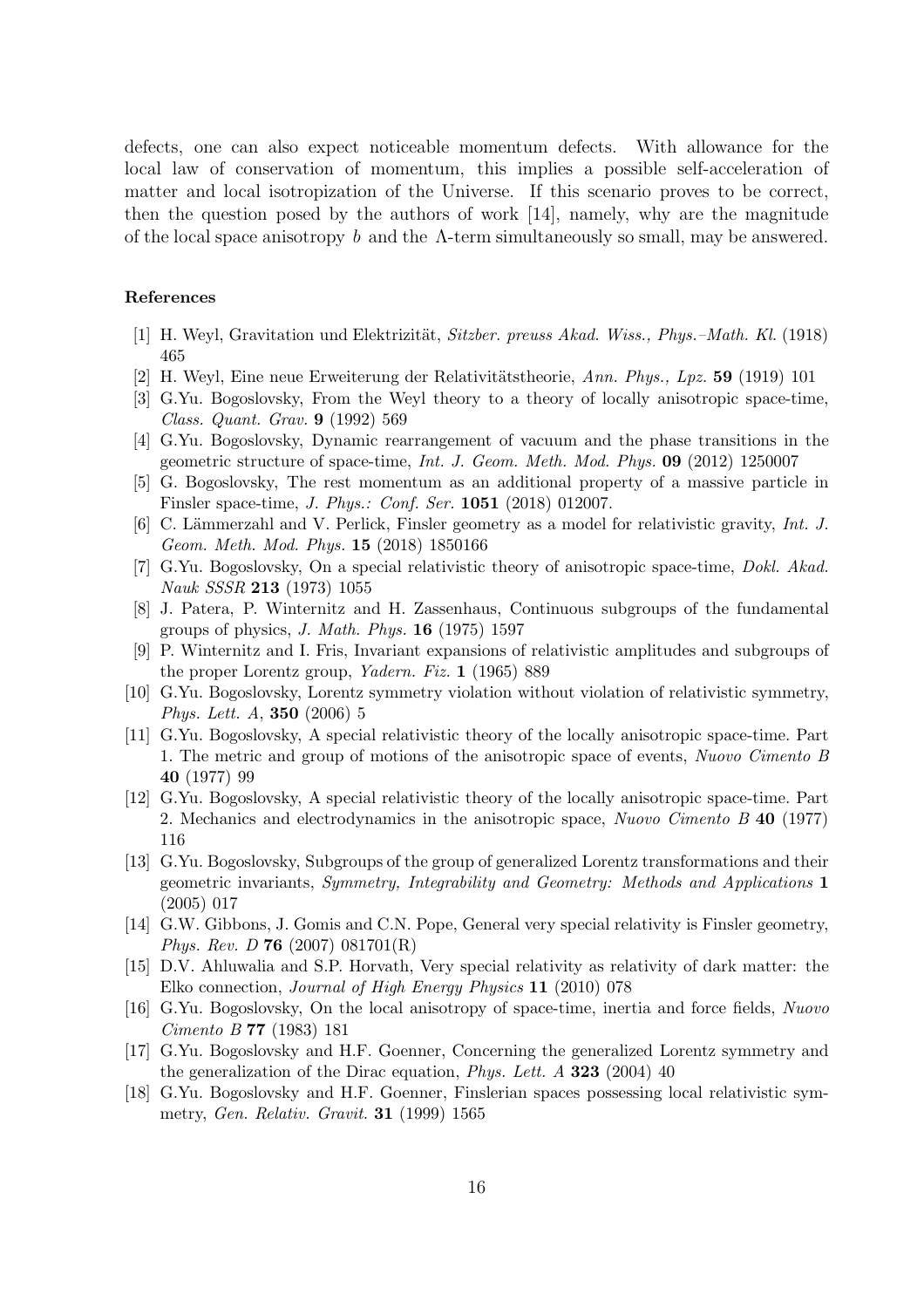defects, one can also expect noticeable momentum defects. With allowance for the local law of conservation of momentum, this implies a possible self-acceleration of matter and local isotropization of the Universe. If this scenario proves to be correct, then the question posed by the authors of work [14], namely, why are the magnitude of the local space anisotropy $b$ and the $\Lambda$-term simultaneously so small, may be answered.

### References

[1] H. Weyl, Gravitation und Elektrizität, *Sitzber. preuss Akad. Wiss., Phys.–Math. Kl.* (1918) 465

[2] H. Weyl, Eine neue Erweiterung der Relativitätstheorie, *Ann. Phys., Lpz.* **59** (1919) 101

[3] G.Yu. Bogoslovsky, From the Weyl theory to a theory of locally anisotropic space-time, *Class. Quant. Grav.* **9** (1992) 569

[4] G.Yu. Bogoslovsky, Dynamic rearrangement of vacuum and the phase transitions in the geometric structure of space-time, *Int. J. Geom. Meth. Mod. Phys.* **09** (2012) 1250007

[5] G. Bogoslovsky, The rest momentum as an additional property of a massive particle in Finsler space-time, *J. Phys.: Conf. Ser.* **1051** (2018) 012007.

[6] C. Lämmerzahl and V. Perlick, Finsler geometry as a model for relativistic gravity, *Int. J. Geom. Meth. Mod. Phys.* **15** (2018) 1850166

[7] G.Yu. Bogoslovsky, On a special relativistic theory of anisotropic space-time, *Dokl. Akad. Nauk SSSR* **213** (1973) 1055

[8] J. Patera, P. Winternitz and H. Zassenhaus, Continuous subgroups of the fundamental groups of physics, *J. Math. Phys.* **16** (1975) 1597

[9] P. Winternitz and I. Fris, Invariant expansions of relativistic amplitudes and subgroups of the proper Lorentz group, *Yadern. Fiz.* **1** (1965) 889

[10] G.Yu. Bogoslovsky, Lorentz symmetry violation without violation of relativistic symmetry, *Phys. Lett. A*, **350** (2006) 5

[11] G.Yu. Bogoslovsky, A special relativistic theory of the locally anisotropic space-time. Part 1. The metric and group of motions of the anisotropic space of events, *Nuovo Cimento B* **40** (1977) 99

[12] G.Yu. Bogoslovsky, A special relativistic theory of the locally anisotropic space-time. Part 2. Mechanics and electrodynamics in the anisotropic space, *Nuovo Cimento B* **40** (1977) 116

[13] G.Yu. Bogoslovsky, Subgroups of the group of generalized Lorentz transformations and their geometric invariants, *Symmetry, Integrability and Geometry: Methods and Applications* **1** (2005) 017

[14] G.W. Gibbons, J. Gomis and C.N. Pope, General very special relativity is Finsler geometry, *Phys. Rev. D* **76** (2007) 081701(R)

[15] D.V. Ahluwalia and S.P. Horvath, Very special relativity as relativity of dark matter: the Elko connection, *Journal of High Energy Physics* **11** (2010) 078

[16] G.Yu. Bogoslovsky, On the local anisotropy of space-time, inertia and force fields, *Nuovo Cimento B* **77** (1983) 181

[17] G.Yu. Bogoslovsky and H.F. Goenner, Concerning the generalized Lorentz symmetry and the generalization of the Dirac equation, *Phys. Lett. A* **323** (2004) 40

[18] G.Yu. Bogoslovsky and H.F. Goenner, Finslerian spaces possessing local relativistic symmetry, *Gen. Relativ. Gravit.* **31** (1999) 1565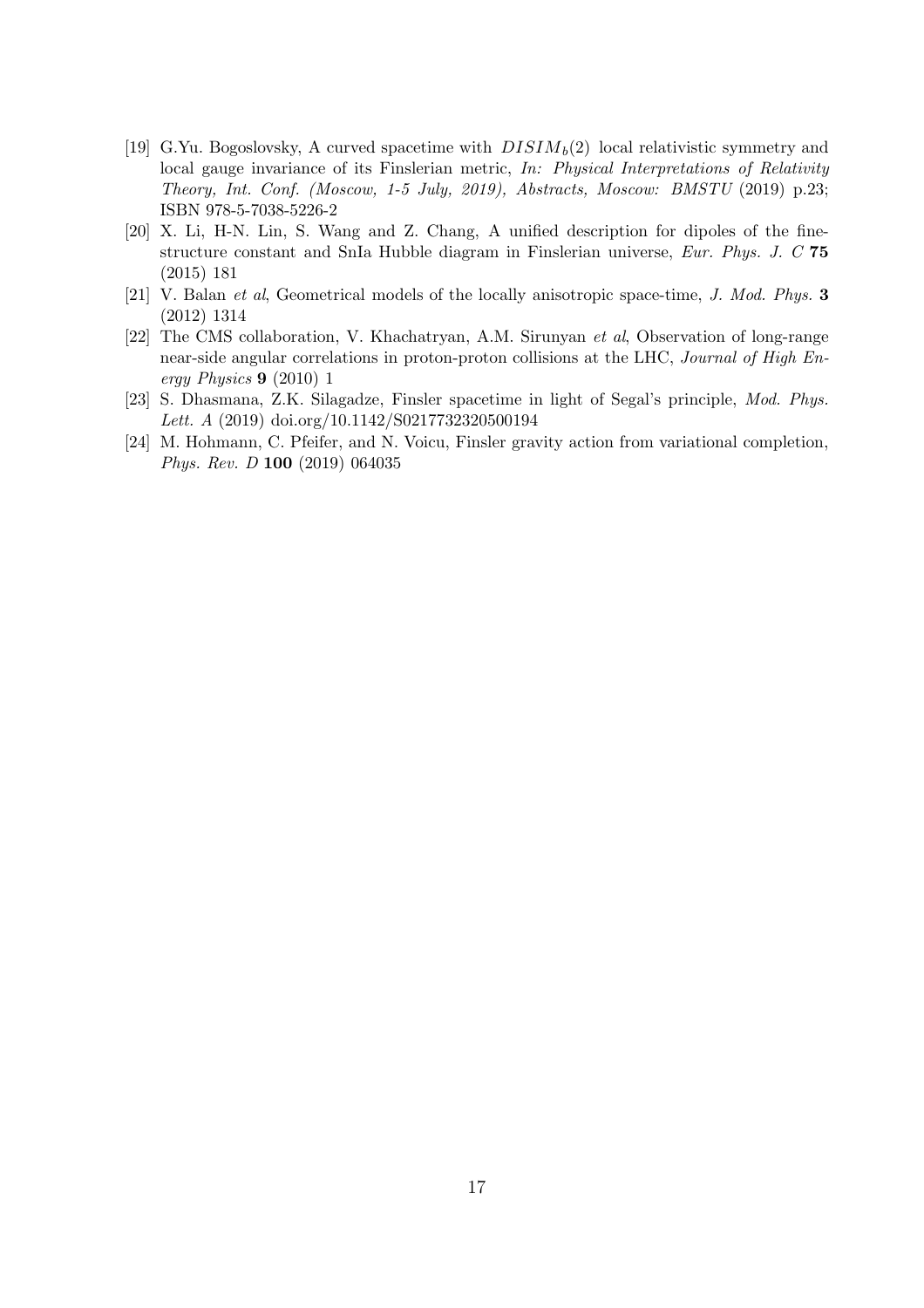[19] G.Yu. Bogoslovsky, A curved spacetime with $DISIM_b(2)$ local relativistic symmetry and local gauge invariance of its Finslerian metric, *In: Physical Interpretations of Relativity Theory, Int. Conf. (Moscow, 1-5 July, 2019), Abstracts, Moscow: BMSTU* (2019) p.23; ISBN 978-5-7038-5226-2

[20] X. Li, H-N. Lin, S. Wang and Z. Chang, A unified description for dipoles of the fine-structure constant and SnIa Hubble diagram in Finslerian universe, *Eur. Phys. J. C* **75** (2015) 181

[21] V. Balan *et al*, Geometrical models of the locally anisotropic space-time, *J. Mod. Phys.* **3** (2012) 1314

[22] The CMS collaboration, V. Khachatryan, A.M. Sirunyan *et al*, Observation of long-range near-side angular correlations in proton-proton collisions at the LHC, *Journal of High Energy Physics* **9** (2010) 1

[23] S. Dhasmana, Z.K. Silagadze, Finsler spacetime in light of Segal's principle, *Mod. Phys. Lett. A* (2019) doi.org/10.1142/S0217732320500194

[24] M. Hohmann, C. Pfeifer, and N. Voicu, Finsler gravity action from variational completion, *Phys. Rev. D* **100** (2019) 064035